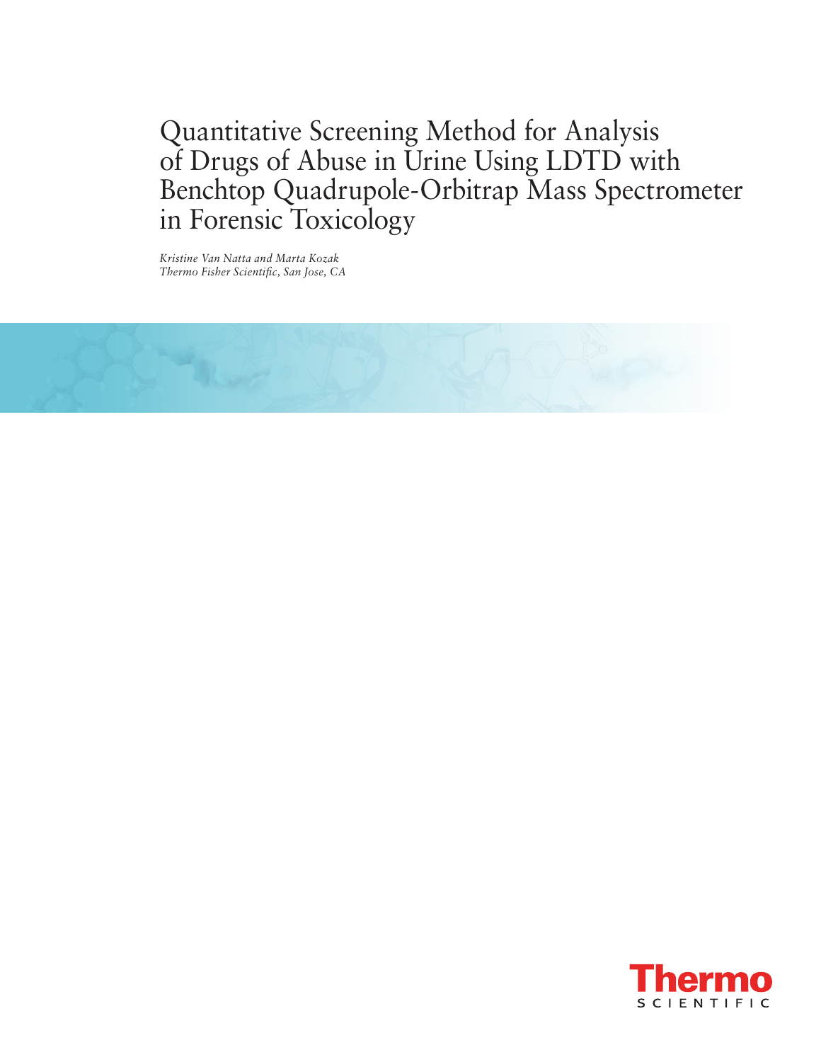# Quantitative Screening Method for Analysis of Drugs of Abuse in Urine Using LDTD with Benchtop Quadrupole-Orbitrap Mass Spectrometer in Forensic Toxicology

*Kristine Van Natta and Marta Kozak*
*Thermo Fisher Scientific, San Jose, CA*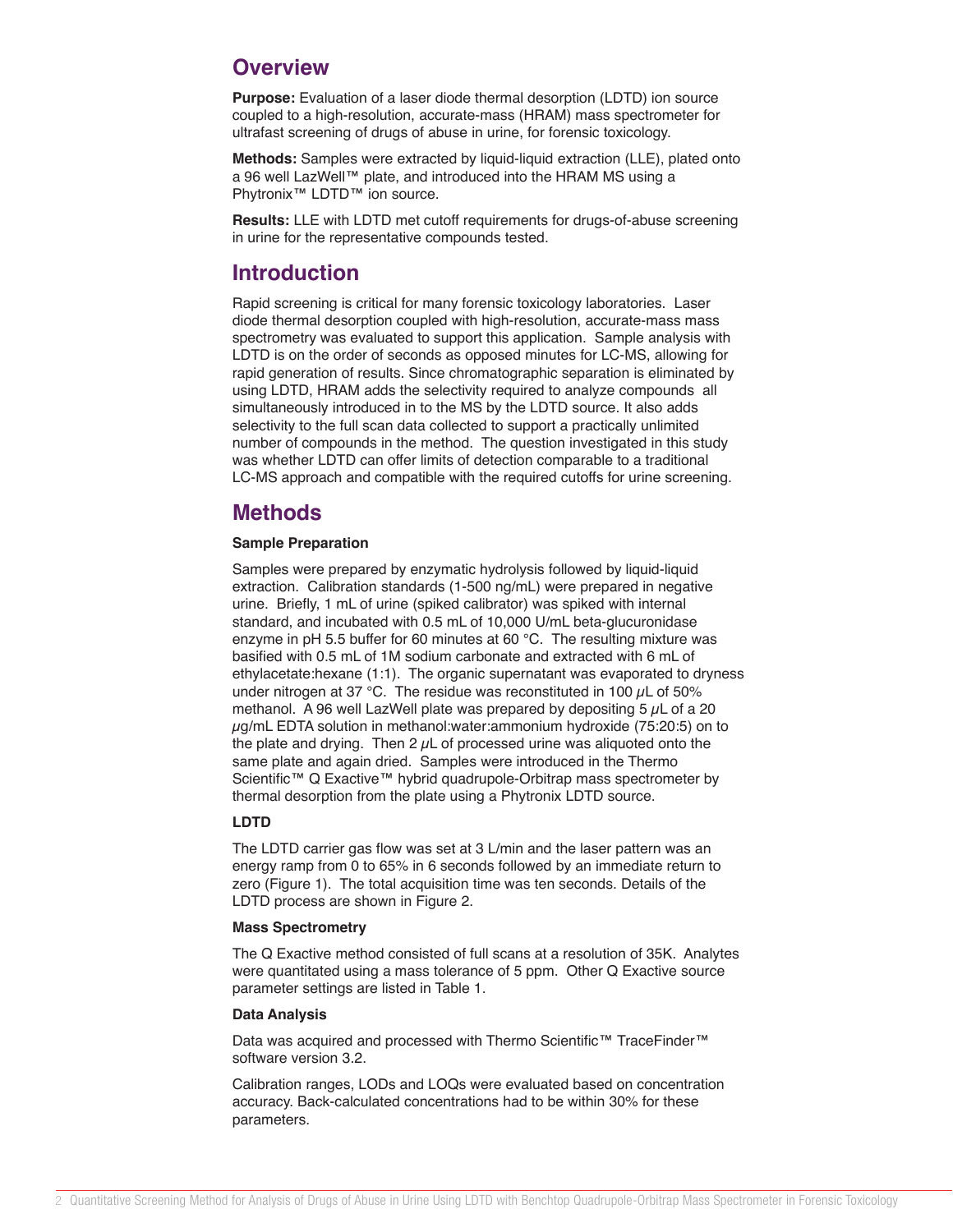## Overview

**Purpose:** Evaluation of a laser diode thermal desorption (LDTD) ion source coupled to a high-resolution, accurate-mass (HRAM) mass spectrometer for ultrafast screening of drugs of abuse in urine, for forensic toxicology.

**Methods:** Samples were extracted by liquid-liquid extraction (LLE), plated onto a 96 well LazWell™ plate, and introduced into the HRAM MS using a Phytronix™ LDTD™ ion source.

**Results:** LLE with LDTD met cutoff requirements for drugs-of-abuse screening in urine for the representative compounds tested.

## Introduction

Rapid screening is critical for many forensic toxicology laboratories. Laser diode thermal desorption coupled with high-resolution, accurate-mass mass spectrometry was evaluated to support this application. Sample analysis with LDTD is on the order of seconds as opposed minutes for LC-MS, allowing for rapid generation of results. Since chromatographic separation is eliminated by using LDTD, HRAM adds the selectivity required to analyze compounds all simultaneously introduced in to the MS by the LDTD source. It also adds selectivity to the full scan data collected to support a practically unlimited number of compounds in the method. The question investigated in this study was whether LDTD can offer limits of detection comparable to a traditional LC-MS approach and compatible with the required cutoffs for urine screening.

## Methods

### Sample Preparation

Samples were prepared by enzymatic hydrolysis followed by liquid-liquid extraction. Calibration standards (1-500 ng/mL) were prepared in negative urine. Briefly, 1 mL of urine (spiked calibrator) was spiked with internal standard, and incubated with 0.5 mL of 10,000 U/mL beta-glucuronidase enzyme in pH 5.5 buffer for 60 minutes at 60 °C. The resulting mixture was basified with 0.5 mL of 1M sodium carbonate and extracted with 6 mL of ethylacetate:hexane (1:1). The organic supernatant was evaporated to dryness under nitrogen at 37 °C. The residue was reconstituted in 100 $\mu$L of 50% methanol. A 96 well LazWell plate was prepared by depositing 5 $\mu$L of a 20 $\mu$g/mL EDTA solution in methanol:water:ammonium hydroxide (75:20:5) on to the plate and drying. Then 2 $\mu$L of processed urine was aliquoted onto the same plate and again dried. Samples were introduced in the Thermo Scientific™ Q Exactive™ hybrid quadrupole-Orbitrap mass spectrometer by thermal desorption from the plate using a Phytronix LDTD source.

### LDTD

The LDTD carrier gas flow was set at 3 L/min and the laser pattern was an energy ramp from 0 to 65% in 6 seconds followed by an immediate return to zero (Figure 1). The total acquisition time was ten seconds. Details of the LDTD process are shown in Figure 2.

### Mass Spectrometry

The Q Exactive method consisted of full scans at a resolution of 35K. Analytes were quantitated using a mass tolerance of 5 ppm. Other Q Exactive source parameter settings are listed in Table 1.

### Data Analysis

Data was acquired and processed with Thermo Scientific™ TraceFinder™ software version 3.2.

Calibration ranges, LODs and LOQs were evaluated based on concentration accuracy. Back-calculated concentrations had to be within 30% for these parameters.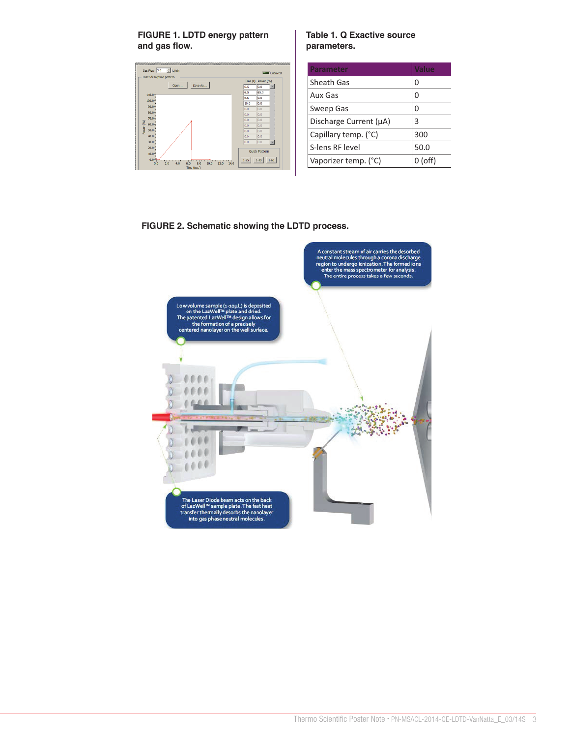**FIGURE 1. LDTD energy pattern and gas flow.**

**Table 1. Q Exactive source parameters.**

| Parameter | Value |
|---|---|
| Sheath Gas | 0 |
| Aux Gas | 0 |
| Sweep Gas | 0 |
| Discharge Current (µA) | 3 |
| Capillary temp. (°C) | 300 |
| S-lens RF level | 50.0 |
| Vaporizer temp. (°C) | 0 (off) |

**FIGURE 2. Schematic showing the LDTD process.**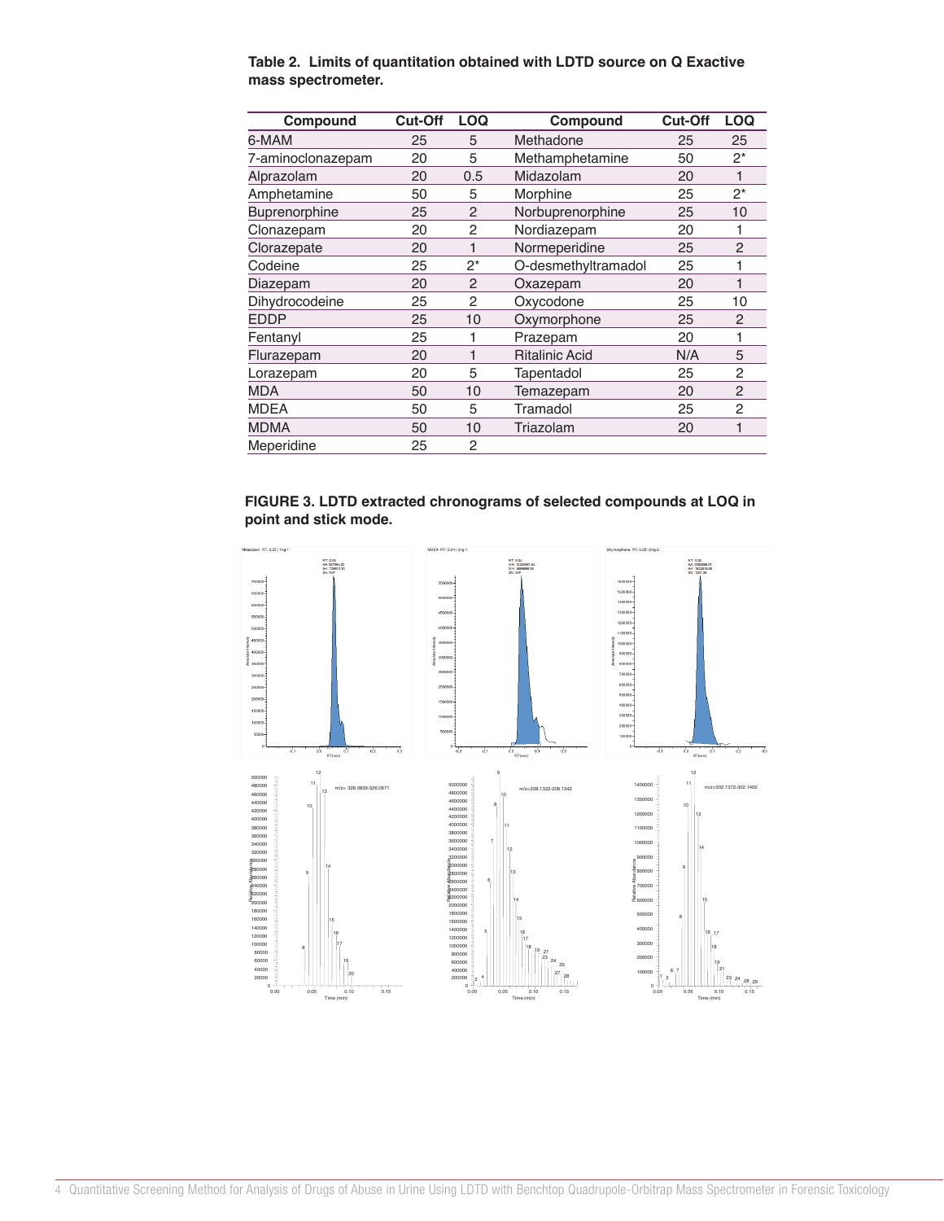**Table 2. Limits of quantitation obtained with LDTD source on Q Exactive mass spectrometer.**

| Compound | Cut-Off | LOQ | Compound | Cut-Off | LOQ |
|---|---|---|---|---|---|
| 6-MAM | 25 | 5 | Methadone | 25 | 25 |
| 7-aminoclonazepam | 20 | 5 | Methamphetamine | 50 | 2* |
| Alprazolam | 20 | 0.5 | Midazolam | 20 | 1 |
| Amphetamine | 50 | 5 | Morphine | 25 | 2* |
| Buprenorphine | 25 | 2 | Norbuprenorphine | 25 | 10 |
| Clonazepam | 20 | 2 | Nordiazepam | 20 | 1 |
| Clorazepate | 20 | 1 | Normeperidine | 25 | 2 |
| Codeine | 25 | 2* | O-desmethyltramadol | 25 | 1 |
| Diazepam | 20 | 2 | Oxazepam | 20 | 1 |
| Dihydrocodeine | 25 | 2 | Oxycodone | 25 | 10 |
| EDDP | 25 | 10 | Oxymorphone | 25 | 2 |
| Fentanyl | 25 | 1 | Prazepam | 20 | 1 |
| Flurazepam | 20 | 1 | Ritalinic Acid | N/A | 5 |
| Lorazepam | 20 | 5 | Tapentadol | 25 | 2 |
| MDA | 50 | 10 | Temazepam | 20 | 2 |
| MDEA | 50 | 5 | Tramadol | 25 | 2 |
| MDMA | 50 | 10 | Triazolam | 20 | 1 |
| Meperidine | 25 | 2 | | | |

**FIGURE 3. LDTD extracted chronograms of selected compounds at LOQ in point and stick mode.**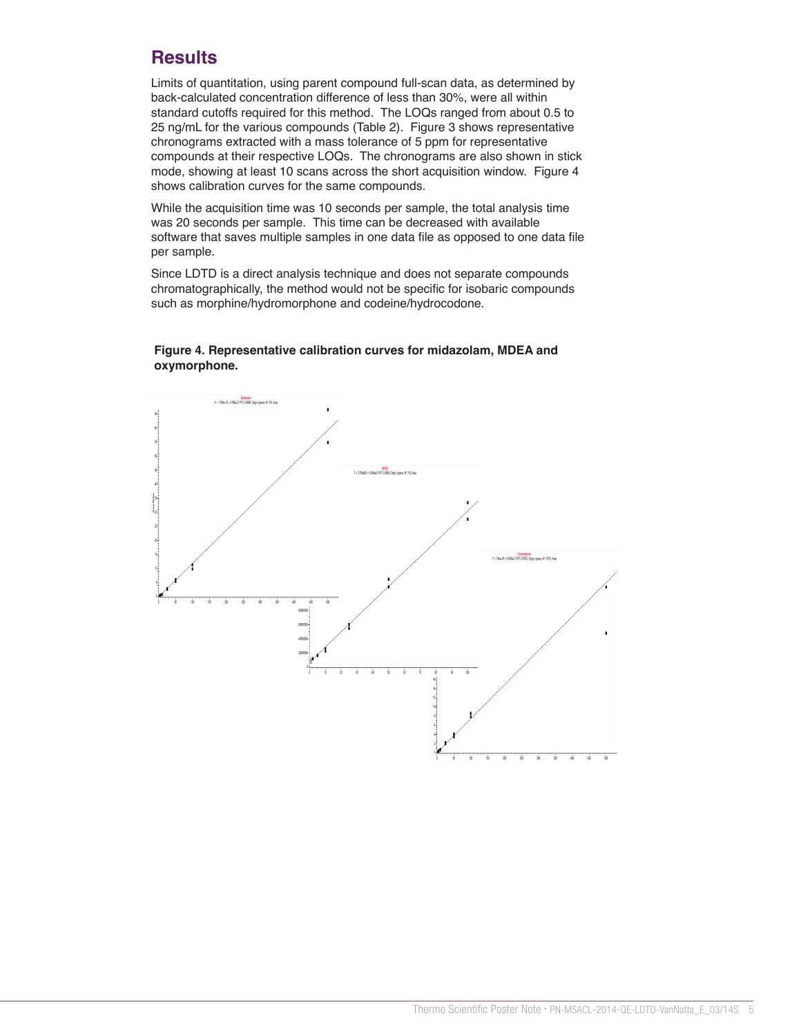## Results

Limits of quantitation, using parent compound full-scan data, as determined by back-calculated concentration difference of less than 30%, were all within standard cutoffs required for this method. The LOQs ranged from about 0.5 to 25 ng/mL for the various compounds (Table 2). Figure 3 shows representative chronograms extracted with a mass tolerance of 5 ppm for representative compounds at their respective LOQs. The chronograms are also shown in stick mode, showing at least 10 scans across the short acquisition window. Figure 4 shows calibration curves for the same compounds.

While the acquisition time was 10 seconds per sample, the total analysis time was 20 seconds per sample. This time can be decreased with available software that saves multiple samples in one data file as opposed to one data file per sample.

Since LDTD is a direct analysis technique and does not separate compounds chromatographically, the method would not be specific for isobaric compounds such as morphine/hydromorphone and codeine/hydrocodone.

**Figure 4. Representative calibration curves for midazolam, MDEA and oxymorphone.**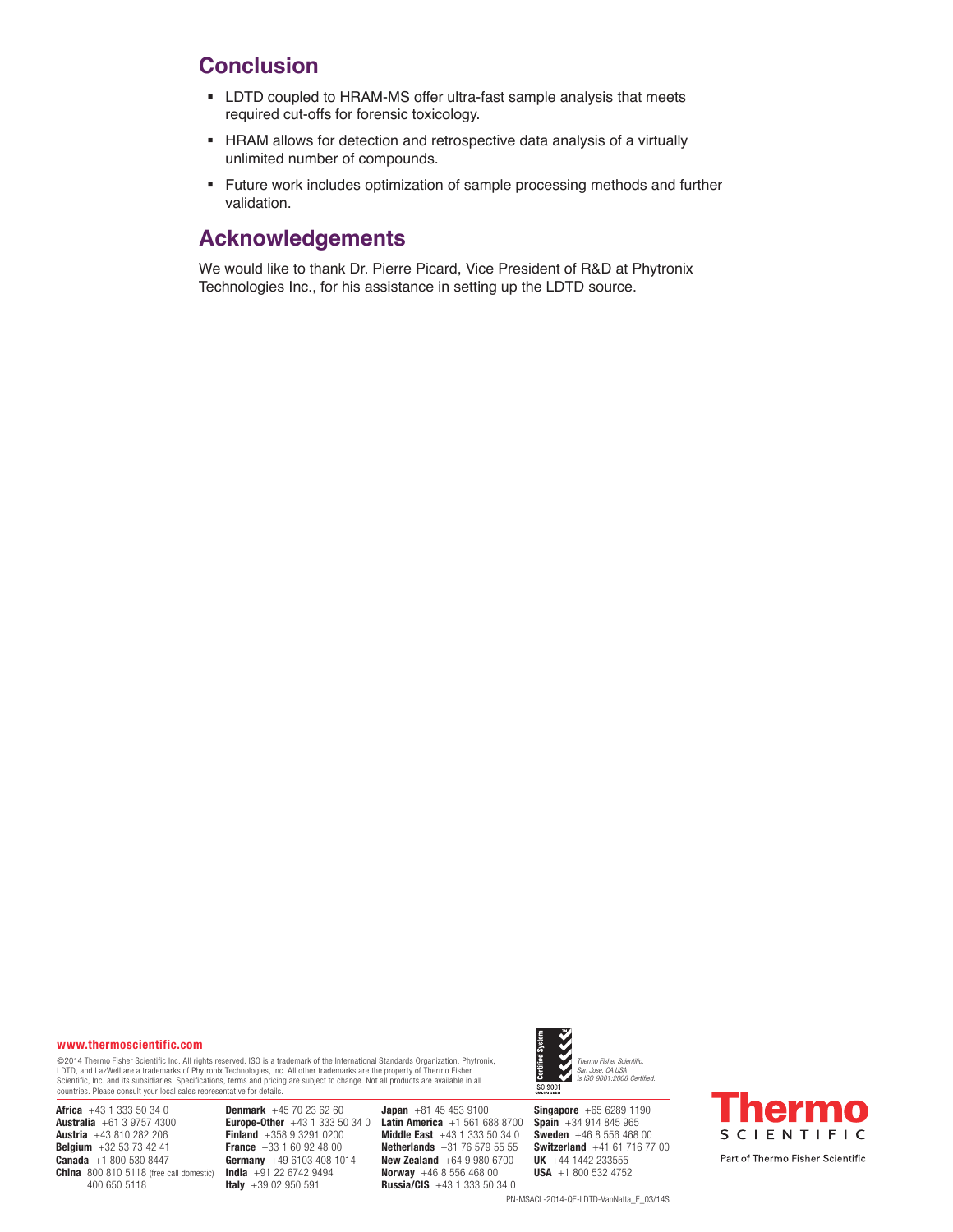## Conclusion

- LDTD coupled to HRAM-MS offer ultra-fast sample analysis that meets required cut-offs for forensic toxicology.
- HRAM allows for detection and retrospective data analysis of a virtually unlimited number of compounds.
- Future work includes optimization of sample processing methods and further validation.

## Acknowledgements

We would like to thank Dr. Pierre Picard, Vice President of R&D at Phytronix Technologies Inc., for his assistance in setting up the LDTD source.

**www.thermoscientific.com**

©2014 Thermo Fisher Scientific Inc. All rights reserved. ISO is a trademark of the International Standards Organization. Phytronix, LDTD, and LazWell are a trademarks of Phytronix Technologies, Inc. All other trademarks are the property of Thermo Fisher Scientific, Inc. and its subsidiaries. Specifications, terms and pricing are subject to change. Not all products are available in all countries. Please consult your local sales representative for details.

*Thermo Fisher Scientific, San Jose, CA USA is ISO 9001:2008 Certified.*

**Africa** +43 1 333 50 34 0
**Australia** +61 3 9757 4300
**Austria** +43 810 282 206
**Belgium** +32 53 73 42 41
**Canada** +1 800 530 8447
**China** 800 810 5118 (free call domestic) 400 650 5118
**Denmark** +45 70 23 62 60
**Europe-Other** +43 1 333 50 34 0
**Finland** +358 9 3291 0200
**France** +33 1 60 92 48 00
**Germany** +49 6103 408 1014
**India** +91 22 6742 9494
**Italy** +39 02 950 591
**Japan** +81 45 453 9100
**Latin America** +1 561 688 8700
**Middle East** +43 1 333 50 34 0
**Netherlands** +31 76 579 55 55
**New Zealand** +64 9 980 6700
**Norway** +46 8 556 468 00
**Russia/CIS** +43 1 333 50 34 0
**Singapore** +65 6289 1190
**Spain** +34 914 845 965
**Sweden** +46 8 556 468 00
**Switzerland** +41 61 716 77 00
**UK** +44 1442 233555
**USA** +1 800 532 4752

Thermo SCIENTIFIC
Part of Thermo Fisher Scientific

PN-MSACL-2014-QE-LDTD-VanNatta_E_03/14S